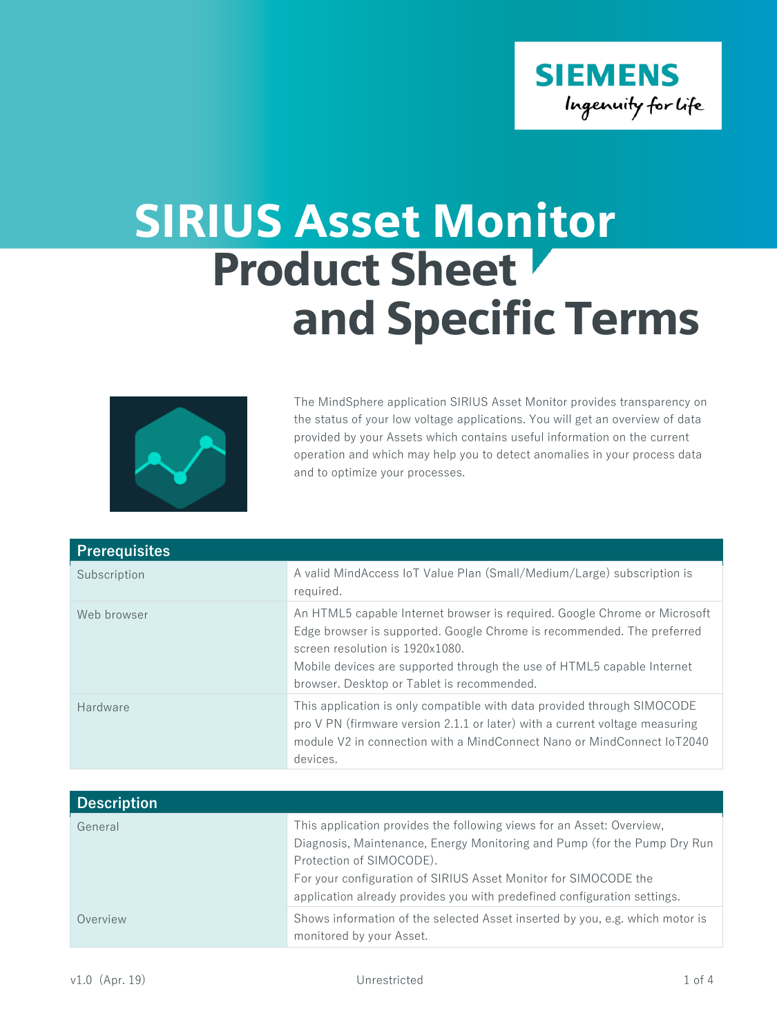# SIRIUS Asset Monitor Product Sheet and Specific Terms

The MindSphere application SIRIUS Asset Monitor provides transparency on the status of your low voltage applications. You will get an overview of data provided by your Assets which contains useful information on the current operation and which may help you to detect anomalies in your process data and to optimize your processes.

| Prerequisites | |
|---|---|
| Subscription | A valid MindAccess IoT Value Plan (Small/Medium/Large) subscription is required. |
| Web browser | An HTML5 capable Internet browser is required. Google Chrome or Microsoft Edge browser is supported. Google Chrome is recommended. The preferred screen resolution is 1920x1080.<br>Mobile devices are supported through the use of HTML5 capable Internet browser. Desktop or Tablet is recommended. |
| Hardware | This application is only compatible with data provided through SIMOCODE pro V PN (firmware version 2.1.1 or later) with a current voltage measuring module V2 in connection with a MindConnect Nano or MindConnect IoT2040 devices. |

| Description | |
|---|---|
| General | This application provides the following views for an Asset: Overview, Diagnosis, Maintenance, Energy Monitoring and Pump (for the Pump Dry Run Protection of SIMOCODE).<br>For your configuration of SIRIUS Asset Monitor for SIMOCODE the application already provides you with predefined configuration settings. |
| Overview | Shows information of the selected Asset inserted by you, e.g. which motor is monitored by your Asset. |

v1.0 (Apr. 19) Unrestricted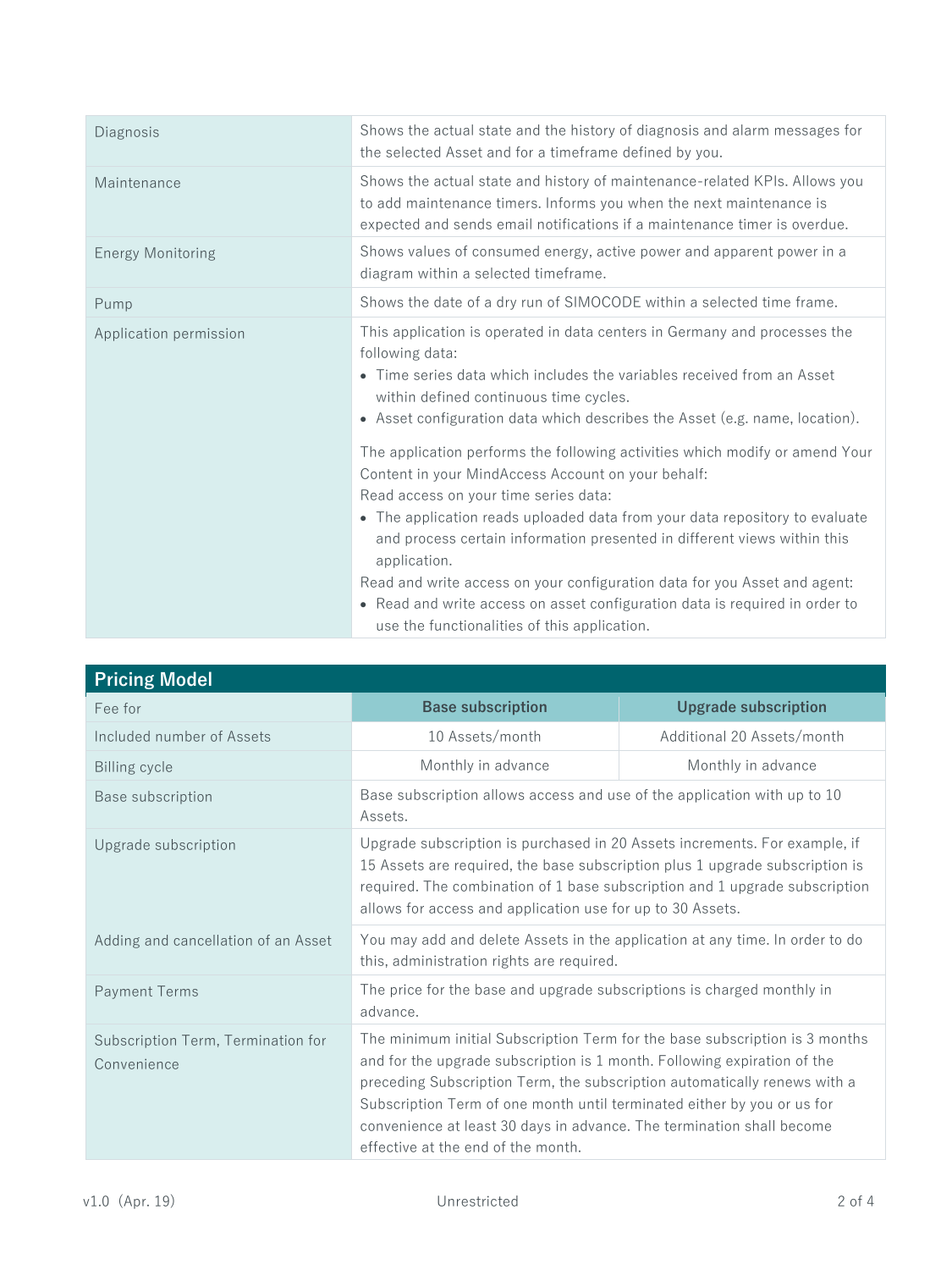| | |
|---|---|
| Diagnosis | Shows the actual state and the history of diagnosis and alarm messages for the selected Asset and for a timeframe defined by you. |
| Maintenance | Shows the actual state and history of maintenance-related KPIs. Allows you to add maintenance timers. Informs you when the next maintenance is expected and sends email notifications if a maintenance timer is overdue. |
| Energy Monitoring | Shows values of consumed energy, active power and apparent power in a diagram within a selected timeframe. |
| Pump | Shows the date of a dry run of SIMOCODE within a selected time frame. |
| Application permission | This application is operated in data centers in Germany and processes the following data:<br>• Time series data which includes the variables received from an Asset within defined continuous time cycles.<br>• Asset configuration data which describes the Asset (e.g. name, location).<br><br>The application performs the following activities which modify or amend Your Content in your MindAccess Account on your behalf:<br>Read access on your time series data:<br>• The application reads uploaded data from your data repository to evaluate and process certain information presented in different views within this application.<br>Read and write access on your configuration data for you Asset and agent:<br>• Read and write access on asset configuration data is required in order to use the functionalities of this application. |

## Pricing Model

| Fee for | Base subscription | Upgrade subscription |
|---|---|---|
| Included number of Assets | 10 Assets/month | Additional 20 Assets/month |
| Billing cycle | Monthly in advance | Monthly in advance |
| Base subscription | Base subscription allows access and use of the application with up to 10 Assets. | |
| Upgrade subscription | Upgrade subscription is purchased in 20 Assets increments. For example, if 15 Assets are required, the base subscription plus 1 upgrade subscription is required. The combination of 1 base subscription and 1 upgrade subscription allows for access and application use for up to 30 Assets. | |
| Adding and cancellation of an Asset | You may add and delete Assets in the application at any time. In order to do this, administration rights are required. | |
| Payment Terms | The price for the base and upgrade subscriptions is charged monthly in advance. | |
| Subscription Term, Termination for Convenience | The minimum initial Subscription Term for the base subscription is 3 months and for the upgrade subscription is 1 month. Following expiration of the preceding Subscription Term, the subscription automatically renews with a Subscription Term of one month until terminated either by you or us for convenience at least 30 days in advance. The termination shall become effective at the end of the month. | |

v1.0 (Apr. 19) Unrestricted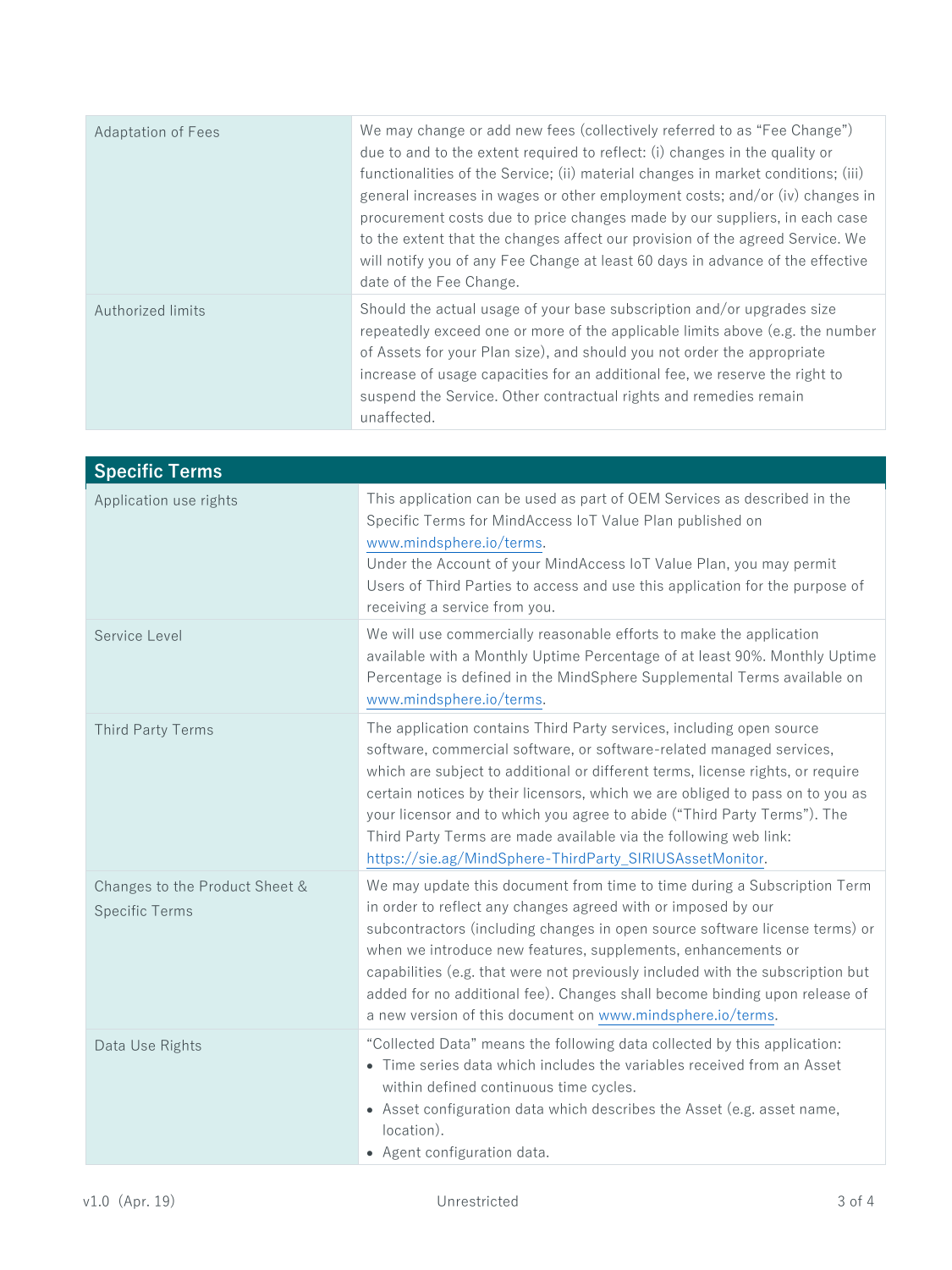| | |
|---|---|
| Adaptation of Fees | We may change or add new fees (collectively referred to as "Fee Change") due to and to the extent required to reflect: (i) changes in the quality or functionalities of the Service; (ii) material changes in market conditions; (iii) general increases in wages or other employment costs; and/or (iv) changes in procurement costs due to price changes made by our suppliers, in each case to the extent that the changes affect our provision of the agreed Service. We will notify you of any Fee Change at least 60 days in advance of the effective date of the Fee Change. |
| Authorized limits | Should the actual usage of your base subscription and/or upgrades size repeatedly exceed one or more of the applicable limits above (e.g. the number of Assets for your Plan size), and should you not order the appropriate increase of usage capacities for an additional fee, we reserve the right to suspend the Service. Other contractual rights and remedies remain unaffected. |

| **Specific Terms** | |
|---|---|
| Application use rights | This application can be used as part of OEM Services as described in the Specific Terms for MindAccess IoT Value Plan published on [www.mindsphere.io/terms](www.mindsphere.io/terms).<br>Under the Account of your MindAccess IoT Value Plan, you may permit Users of Third Parties to access and use this application for the purpose of receiving a service from you. |
| Service Level | We will use commercially reasonable efforts to make the application available with a Monthly Uptime Percentage of at least 90%. Monthly Uptime Percentage is defined in the MindSphere Supplemental Terms available on [www.mindsphere.io/terms](www.mindsphere.io/terms). |
| Third Party Terms | The application contains Third Party services, including open source software, commercial software, or software-related managed services, which are subject to additional or different terms, license rights, or require certain notices by their licensors, which we are obliged to pass on to you as your licensor and to which you agree to abide ("Third Party Terms"). The Third Party Terms are made available via the following web link: [https://sie.ag/MindSphere-ThirdParty_SIRIUSAssetMonitor](https://sie.ag/MindSphere-ThirdParty_SIRIUSAssetMonitor). |
| Changes to the Product Sheet & Specific Terms | We may update this document from time to time during a Subscription Term in order to reflect any changes agreed with or imposed by our subcontractors (including changes in open source software license terms) or when we introduce new features, supplements, enhancements or capabilities (e.g. that were not previously included with the subscription but added for no additional fee). Changes shall become binding upon release of a new version of this document on [www.mindsphere.io/terms](www.mindsphere.io/terms). |
| Data Use Rights | "Collected Data" means the following data collected by this application:<br>• Time series data which includes the variables received from an Asset within defined continuous time cycles.<br>• Asset configuration data which describes the Asset (e.g. asset name, location).<br>• Agent configuration data. |

v1.0 (Apr. 19) Unrestricted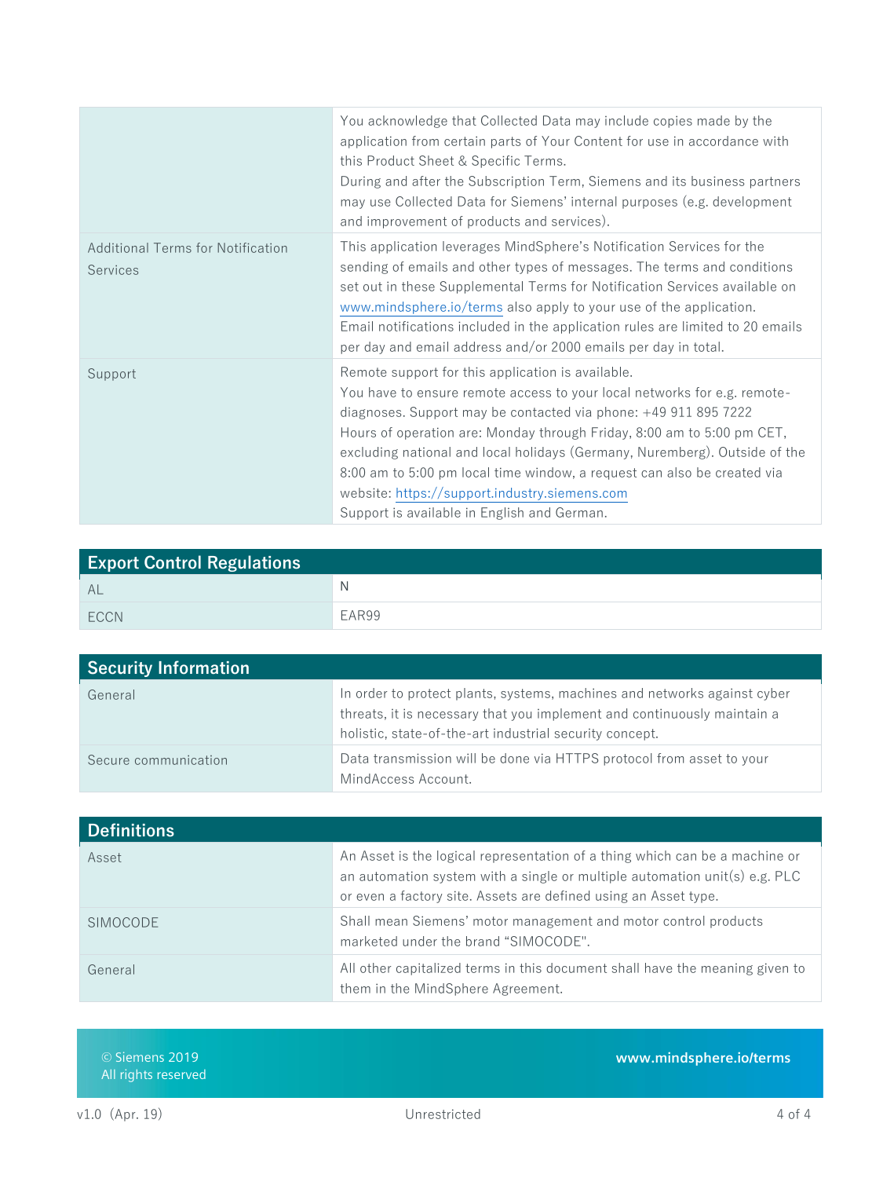| | |
|---|---|
| | You acknowledge that Collected Data may include copies made by the application from certain parts of Your Content for use in accordance with this Product Sheet & Specific Terms.<br>During and after the Subscription Term, Siemens and its business partners may use Collected Data for Siemens' internal purposes (e.g. development and improvement of products and services). |
| Additional Terms for Notification Services | This application leverages MindSphere's Notification Services for the sending of emails and other types of messages. The terms and conditions set out in these Supplemental Terms for Notification Services available on www.mindsphere.io/terms also apply to your use of the application.<br>Email notifications included in the application rules are limited to 20 emails per day and email address and/or 2000 emails per day in total. |
| Support | Remote support for this application is available.<br>You have to ensure remote access to your local networks for e.g. remote-diagnoses. Support may be contacted via phone: +49 911 895 7222<br>Hours of operation are: Monday through Friday, 8:00 am to 5:00 pm CET, excluding national and local holidays (Germany, Nuremberg). Outside of the 8:00 am to 5:00 pm local time window, a request can also be created via website: https://support.industry.siemens.com<br>Support is available in English and German. |

## Export Control Regulations

| | |
|---|---|
| AL | N |
| ECCN | EAR99 |

## Security Information

| | |
|---|---|
| General | In order to protect plants, systems, machines and networks against cyber threats, it is necessary that you implement and continuously maintain a holistic, state-of-the-art industrial security concept. |
| Secure communication | Data transmission will be done via HTTPS protocol from asset to your MindAccess Account. |

## Definitions

| | |
|---|---|
| Asset | An Asset is the logical representation of a thing which can be a machine or an automation system with a single or multiple automation unit(s) e.g. PLC or even a factory site. Assets are defined using an Asset type. |
| SIMOCODE | Shall mean Siemens' motor management and motor control products marketed under the brand "SIMOCODE". |
| General | All other capitalized terms in this document shall have the meaning given to them in the MindSphere Agreement. |

© Siemens 2019
All rights reserved

www.mindsphere.io/terms

v1.0 (Apr. 19) Unrestricted